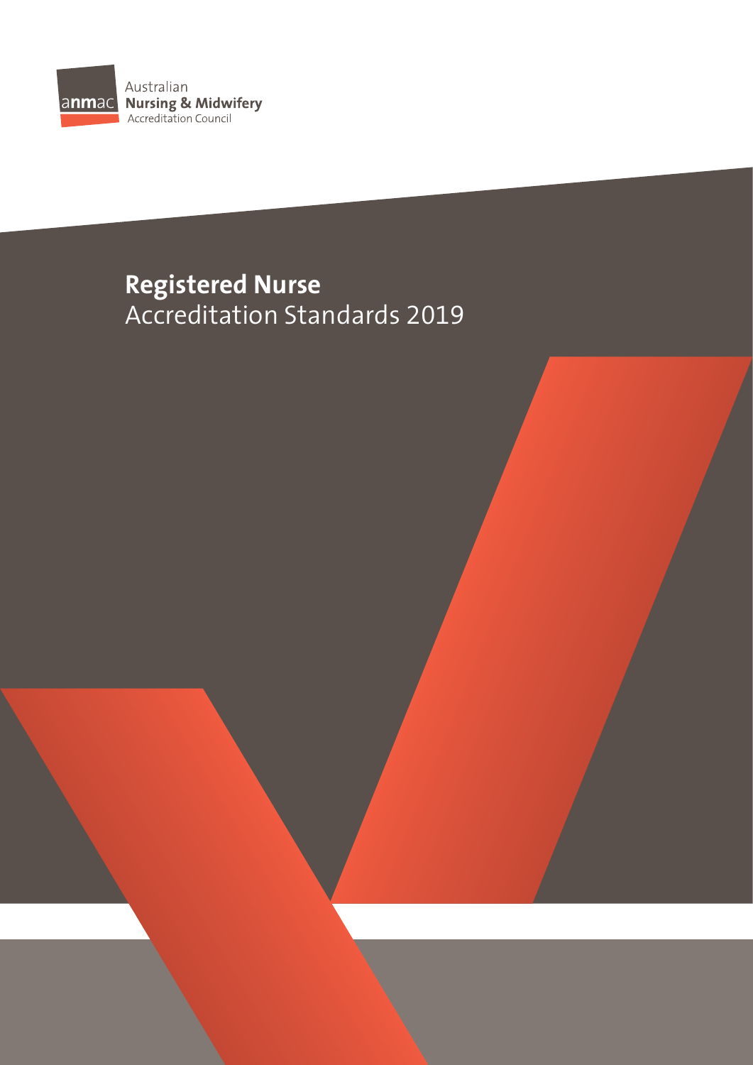anmac Australian **Nursing & Midwifery** Accreditation Council

# **Registered Nurse** Accreditation Standards 2019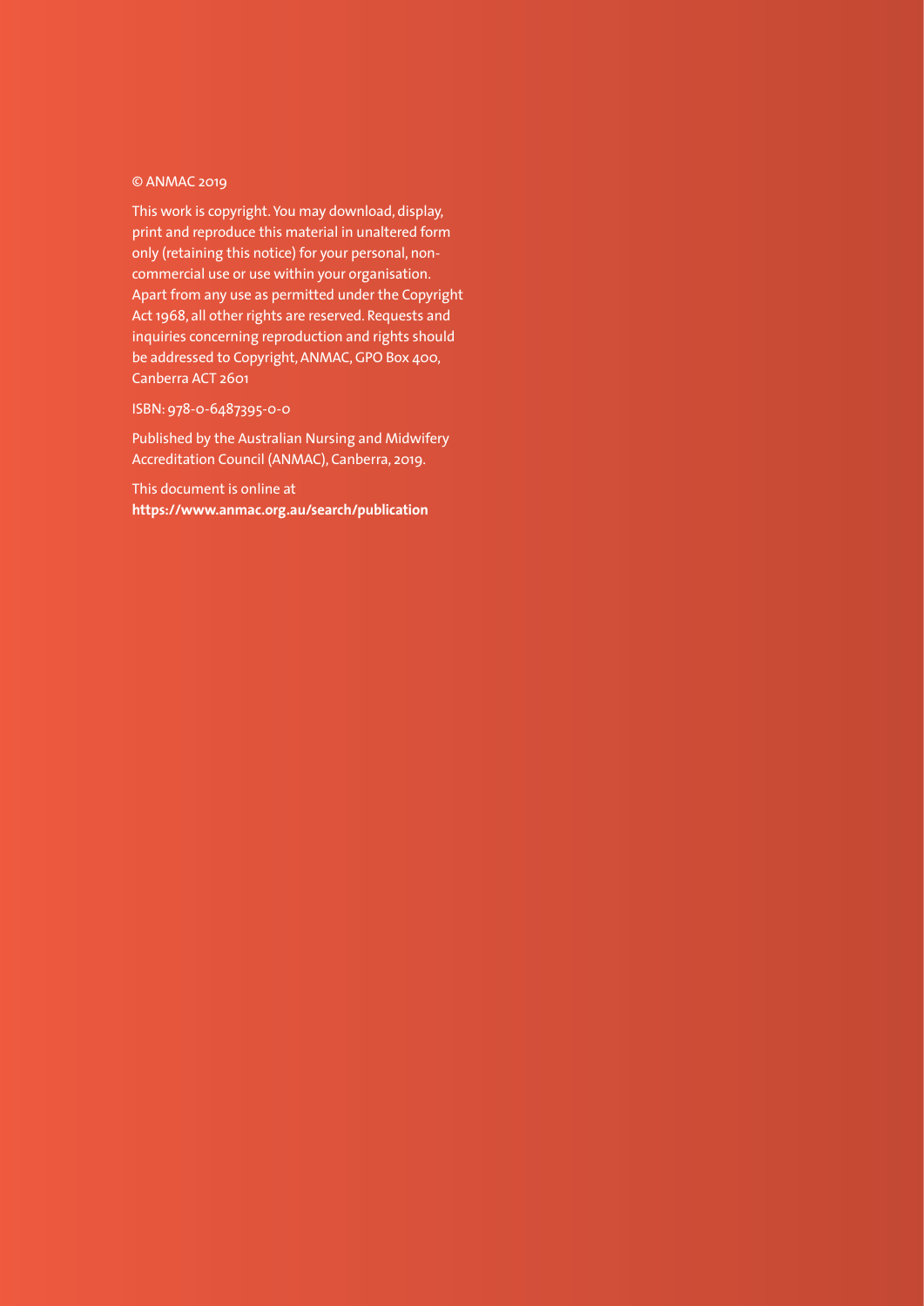© ANMAC 2019

This work is copyright. You may download, display, print and reproduce this material in unaltered form only (retaining this notice) for your personal, non-commercial use or use within your organisation. Apart from any use as permitted under the Copyright Act 1968, all other rights are reserved. Requests and inquiries concerning reproduction and rights should be addressed to Copyright, ANMAC, GPO Box 400, Canberra ACT 2601

ISBN: 978-0-6487395-0-0

Published by the Australian Nursing and Midwifery Accreditation Council (ANMAC), Canberra, 2019.

This document is online at
**https://www.anmac.org.au/search/publication**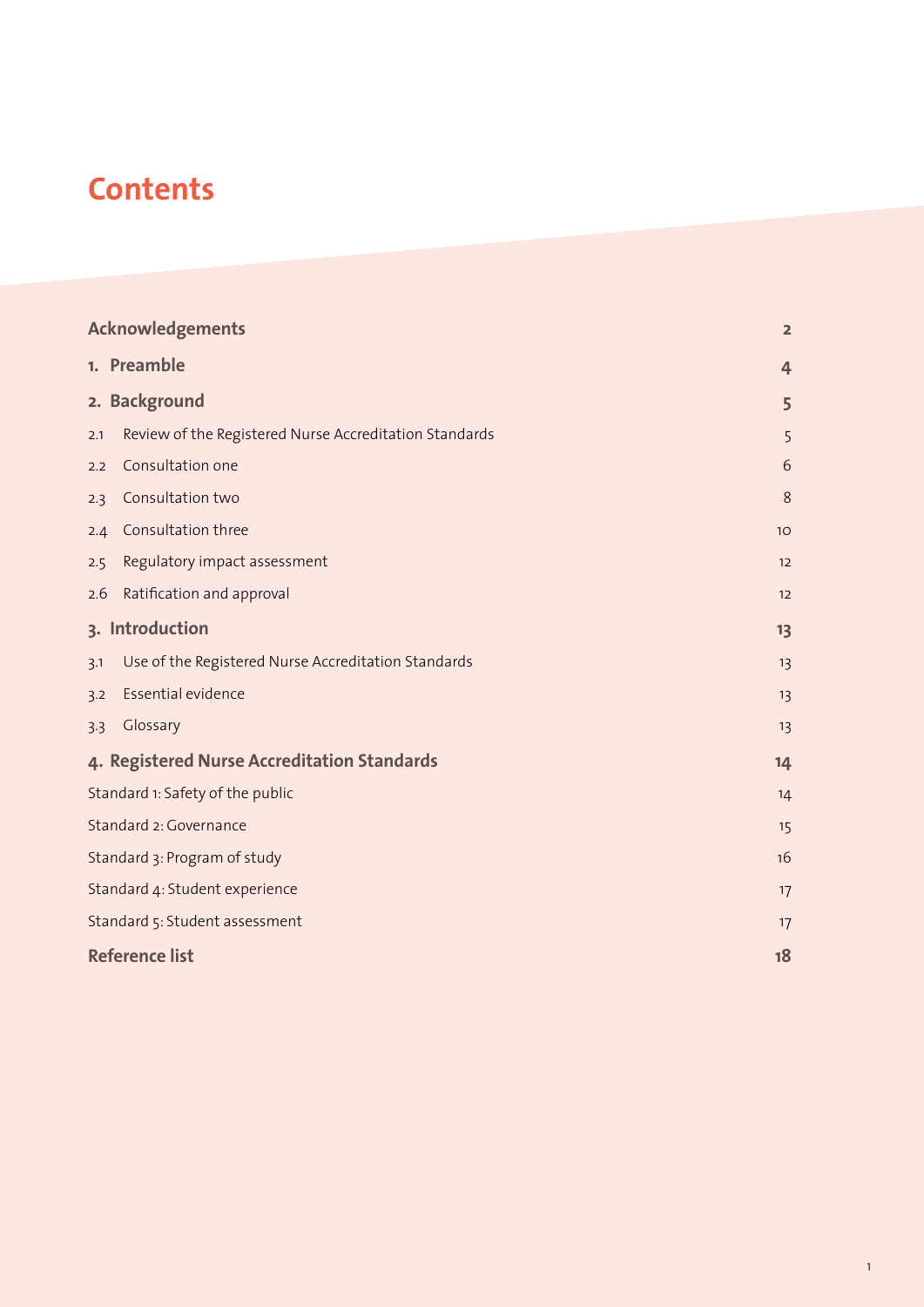# Contents

| | |
|---|---|
| **Acknowledgements** | **2** |
| **1. Preamble** | **4** |
| **2. Background** | **5** |
| 2.1 Review of the Registered Nurse Accreditation Standards | 5 |
| 2.2 Consultation one | 6 |
| 2.3 Consultation two | 8 |
| 2.4 Consultation three | 10 |
| 2.5 Regulatory impact assessment | 12 |
| 2.6 Ratification and approval | 12 |
| **3. Introduction** | **13** |
| 3.1 Use of the Registered Nurse Accreditation Standards | 13 |
| 3.2 Essential evidence | 13 |
| 3.3 Glossary | 13 |
| **4. Registered Nurse Accreditation Standards** | **14** |
| Standard 1: Safety of the public | 14 |
| Standard 2: Governance | 15 |
| Standard 3: Program of study | 16 |
| Standard 4: Student experience | 17 |
| Standard 5: Student assessment | 17 |
| **Reference list** | **18** |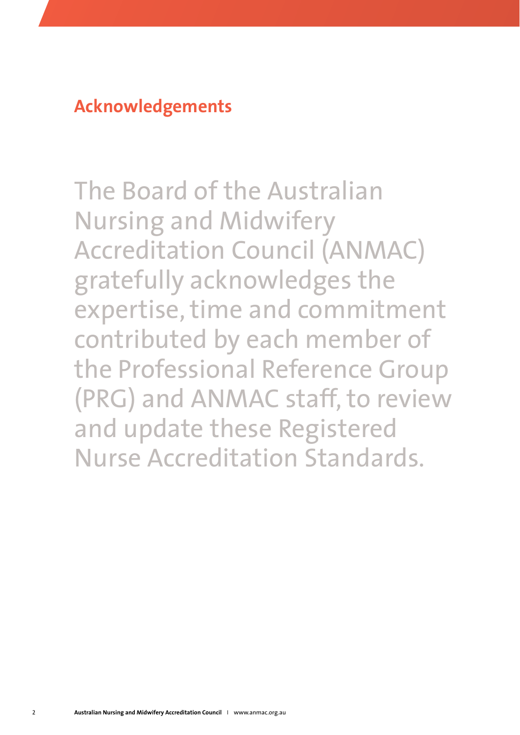# Acknowledgements

The Board of the Australian Nursing and Midwifery Accreditation Council (ANMAC) gratefully acknowledges the expertise, time and commitment contributed by each member of the Professional Reference Group (PRG) and ANMAC staff, to review and update these Registered Nurse Accreditation Standards.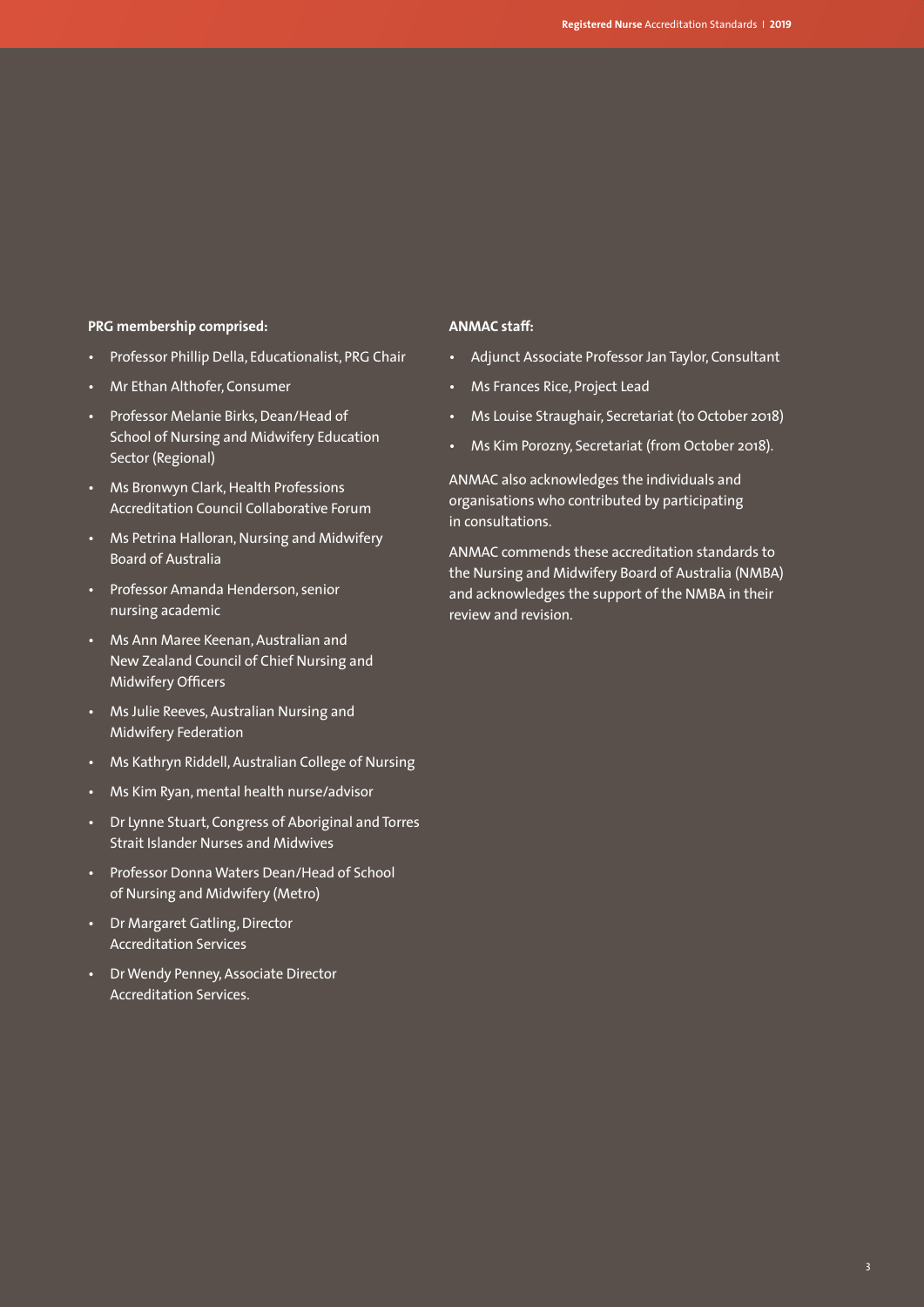**PRG membership comprised:**

- Professor Phillip Della, Educationalist, PRG Chair
- Mr Ethan Althofer, Consumer
- Professor Melanie Birks, Dean/Head of School of Nursing and Midwifery Education Sector (Regional)
- Ms Bronwyn Clark, Health Professions Accreditation Council Collaborative Forum
- Ms Petrina Halloran, Nursing and Midwifery Board of Australia
- Professor Amanda Henderson, senior nursing academic
- Ms Ann Maree Keenan, Australian and New Zealand Council of Chief Nursing and Midwifery Officers
- Ms Julie Reeves, Australian Nursing and Midwifery Federation
- Ms Kathryn Riddell, Australian College of Nursing
- Ms Kim Ryan, mental health nurse/advisor
- Dr Lynne Stuart, Congress of Aboriginal and Torres Strait Islander Nurses and Midwives
- Professor Donna Waters Dean/Head of School of Nursing and Midwifery (Metro)
- Dr Margaret Gatling, Director Accreditation Services
- Dr Wendy Penney, Associate Director Accreditation Services.

**ANMAC staff:**

- Adjunct Associate Professor Jan Taylor, Consultant
- Ms Frances Rice, Project Lead
- Ms Louise Straughair, Secretariat (to October 2018)
- Ms Kim Porozny, Secretariat (from October 2018).

ANMAC also acknowledges the individuals and organisations who contributed by participating in consultations.

ANMAC commends these accreditation standards to the Nursing and Midwifery Board of Australia (NMBA) and acknowledges the support of the NMBA in their review and revision.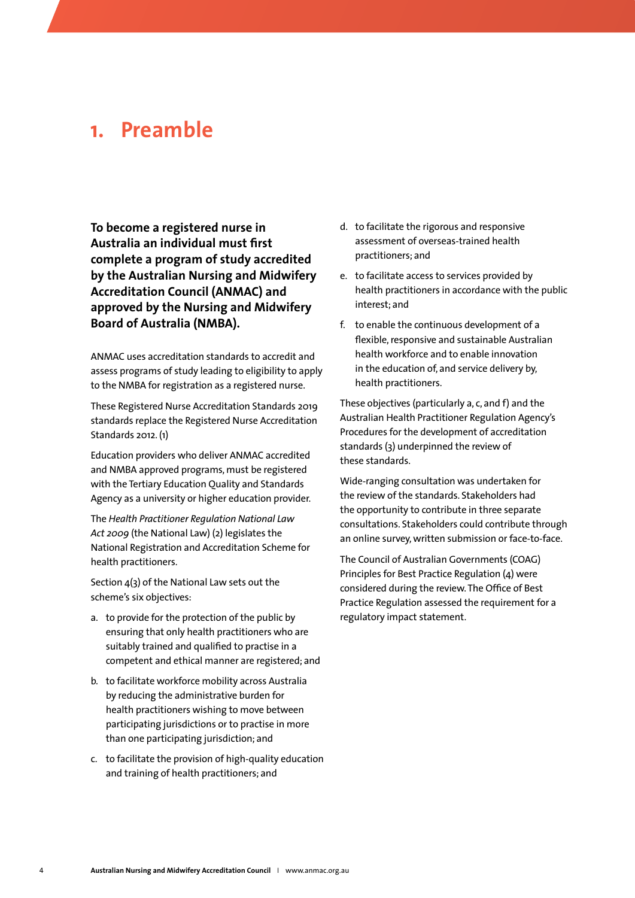# 1. Preamble

**To become a registered nurse in Australia an individual must first complete a program of study accredited by the Australian Nursing and Midwifery Accreditation Council (ANMAC) and approved by the Nursing and Midwifery Board of Australia (NMBA).**

ANMAC uses accreditation standards to accredit and assess programs of study leading to eligibility to apply to the NMBA for registration as a registered nurse.

These Registered Nurse Accreditation Standards 2019 standards replace the Registered Nurse Accreditation Standards 2012. (1)

Education providers who deliver ANMAC accredited and NMBA approved programs, must be registered with the Tertiary Education Quality and Standards Agency as a university or higher education provider.

The *Health Practitioner Regulation National Law Act 2009* (the National Law) (2) legislates the National Registration and Accreditation Scheme for health practitioners.

Section 4(3) of the National Law sets out the scheme's six objectives:

a. to provide for the protection of the public by ensuring that only health practitioners who are suitably trained and qualified to practise in a competent and ethical manner are registered; and

b. to facilitate workforce mobility across Australia by reducing the administrative burden for health practitioners wishing to move between participating jurisdictions or to practise in more than one participating jurisdiction; and

c. to facilitate the provision of high-quality education and training of health practitioners; and

d. to facilitate the rigorous and responsive assessment of overseas-trained health practitioners; and

e. to facilitate access to services provided by health practitioners in accordance with the public interest; and

f. to enable the continuous development of a flexible, responsive and sustainable Australian health workforce and to enable innovation in the education of, and service delivery by, health practitioners.

These objectives (particularly a, c, and f) and the Australian Health Practitioner Regulation Agency's Procedures for the development of accreditation standards (3) underpinned the review of these standards.

Wide-ranging consultation was undertaken for the review of the standards. Stakeholders had the opportunity to contribute in three separate consultations. Stakeholders could contribute through an online survey, written submission or face-to-face.

The Council of Australian Governments (COAG) Principles for Best Practice Regulation (4) were considered during the review. The Office of Best Practice Regulation assessed the requirement for a regulatory impact statement.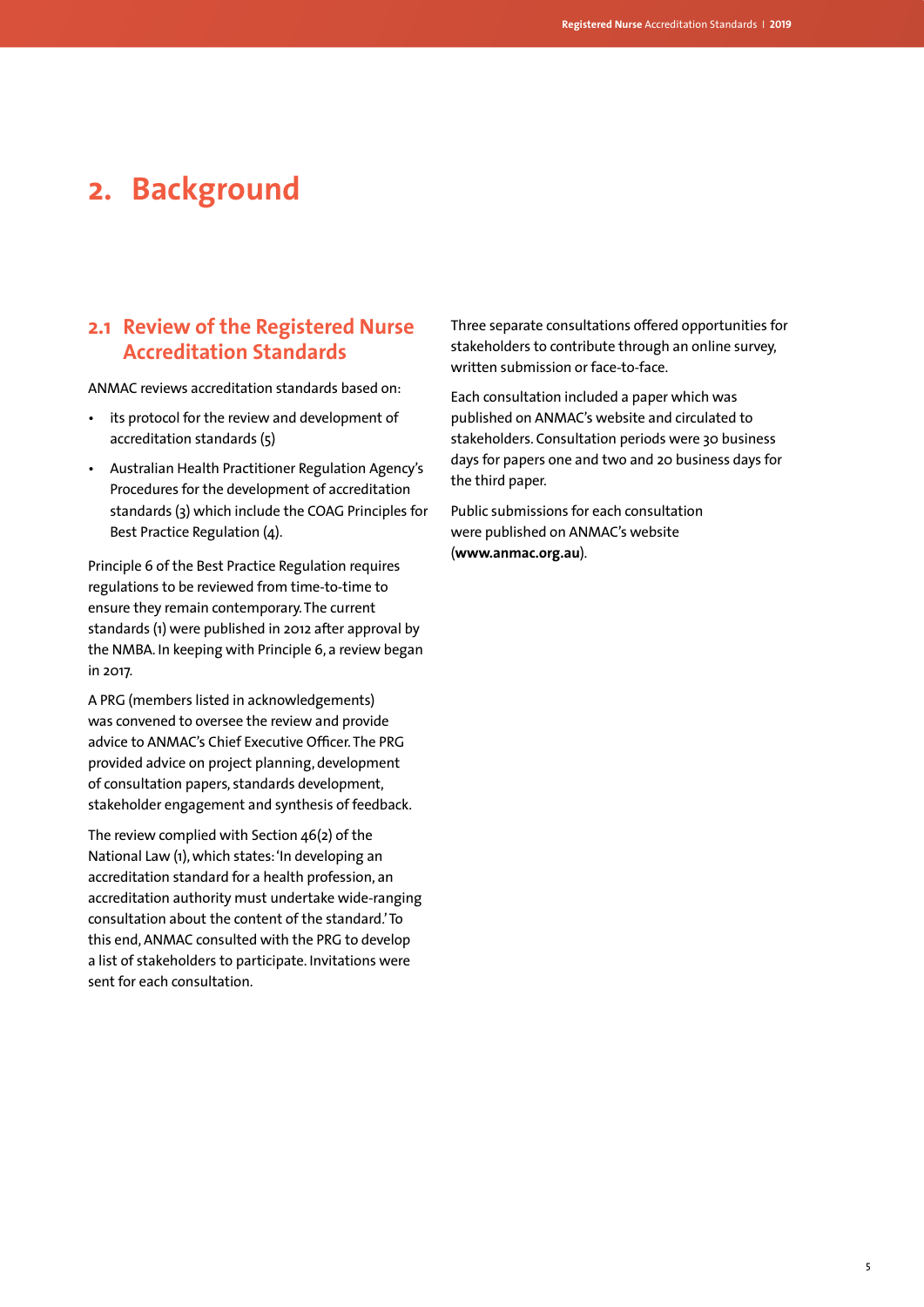# 2. Background

## 2.1 Review of the Registered Nurse Accreditation Standards

ANMAC reviews accreditation standards based on:

- its protocol for the review and development of accreditation standards (5)
- Australian Health Practitioner Regulation Agency's Procedures for the development of accreditation standards (3) which include the COAG Principles for Best Practice Regulation (4).

Principle 6 of the Best Practice Regulation requires regulations to be reviewed from time-to-time to ensure they remain contemporary. The current standards (1) were published in 2012 after approval by the NMBA. In keeping with Principle 6, a review began in 2017.

A PRG (members listed in acknowledgements) was convened to oversee the review and provide advice to ANMAC's Chief Executive Officer. The PRG provided advice on project planning, development of consultation papers, standards development, stakeholder engagement and synthesis of feedback.

The review complied with Section 46(2) of the National Law (1), which states: 'In developing an accreditation standard for a health profession, an accreditation authority must undertake wide-ranging consultation about the content of the standard.' To this end, ANMAC consulted with the PRG to develop a list of stakeholders to participate. Invitations were sent for each consultation.

Three separate consultations offered opportunities for stakeholders to contribute through an online survey, written submission or face-to-face.

Each consultation included a paper which was published on ANMAC's website and circulated to stakeholders. Consultation periods were 30 business days for papers one and two and 20 business days for the third paper.

Public submissions for each consultation were published on ANMAC's website (**www.anmac.org.au**).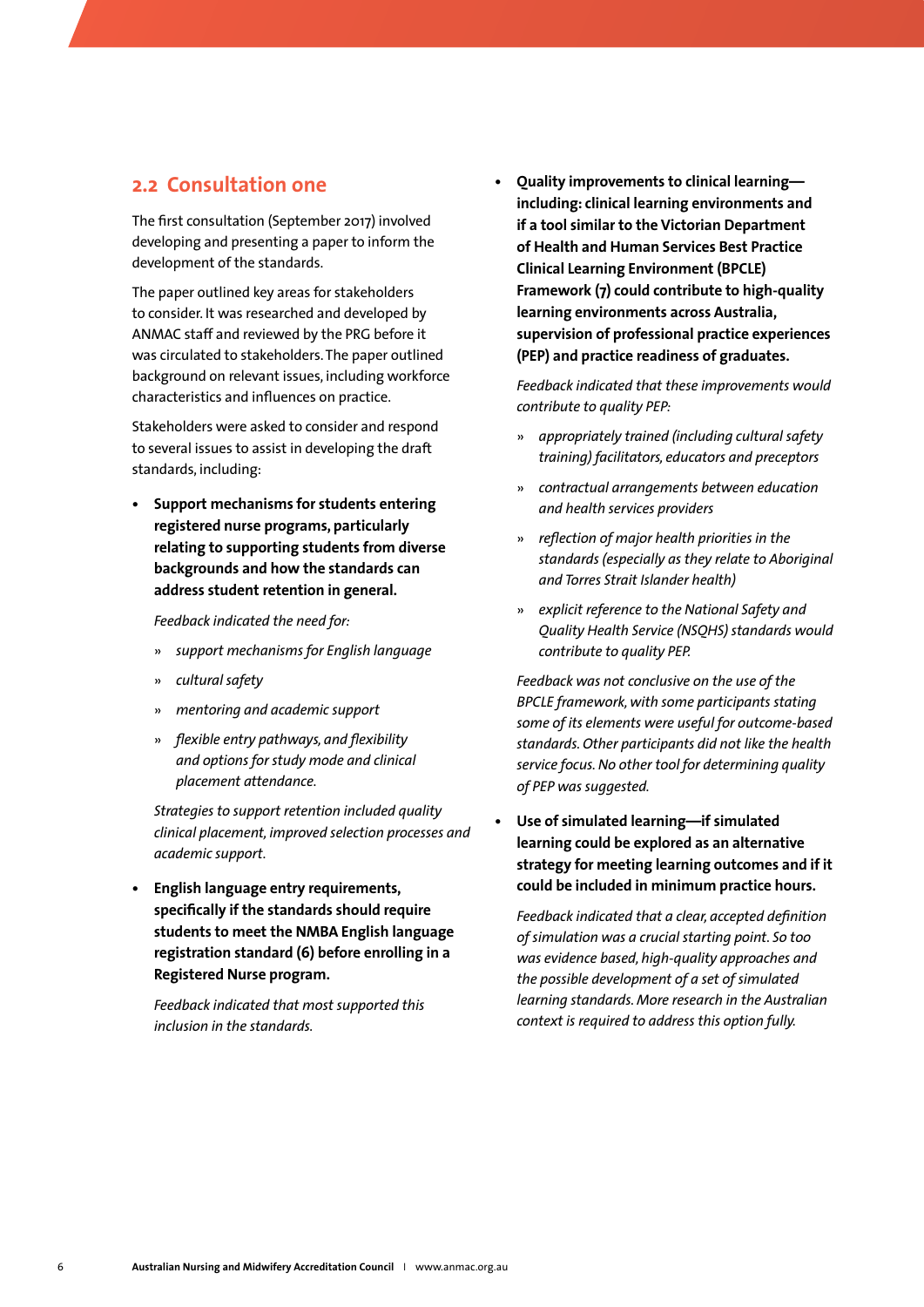## 2.2 Consultation one

The first consultation (September 2017) involved developing and presenting a paper to inform the development of the standards.

The paper outlined key areas for stakeholders to consider. It was researched and developed by ANMAC staff and reviewed by the PRG before it was circulated to stakeholders. The paper outlined background on relevant issues, including workforce characteristics and influences on practice.

Stakeholders were asked to consider and respond to several issues to assist in developing the draft standards, including:

- **Support mechanisms for students entering registered nurse programs, particularly relating to supporting students from diverse backgrounds and how the standards can address student retention in general.**

  *Feedback indicated the need for:*

  - *support mechanisms for English language*
  - *cultural safety*
  - *mentoring and academic support*
  - *flexible entry pathways, and flexibility and options for study mode and clinical placement attendance.*

  *Strategies to support retention included quality clinical placement, improved selection processes and academic support.*

- **English language entry requirements, specifically if the standards should require students to meet the NMBA English language registration standard (6) before enrolling in a Registered Nurse program.**

  *Feedback indicated that most supported this inclusion in the standards.*

- **Quality improvements to clinical learning—including: clinical learning environments and if a tool similar to the Victorian Department of Health and Human Services Best Practice Clinical Learning Environment (BPCLE) Framework (7) could contribute to high-quality learning environments across Australia, supervision of professional practice experiences (PEP) and practice readiness of graduates.**

  *Feedback indicated that these improvements would contribute to quality PEP:*

  - *appropriately trained (including cultural safety training) facilitators, educators and preceptors*
  - *contractual arrangements between education and health services providers*
  - *reflection of major health priorities in the standards (especially as they relate to Aboriginal and Torres Strait Islander health)*
  - *explicit reference to the National Safety and Quality Health Service (NSQHS) standards would contribute to quality PEP.*

  *Feedback was not conclusive on the use of the BPCLE framework, with some participants stating some of its elements were useful for outcome-based standards. Other participants did not like the health service focus. No other tool for determining quality of PEP was suggested.*

- **Use of simulated learning—if simulated learning could be explored as an alternative strategy for meeting learning outcomes and if it could be included in minimum practice hours.**

  *Feedback indicated that a clear, accepted definition of simulation was a crucial starting point. So too was evidence based, high-quality approaches and the possible development of a set of simulated learning standards. More research in the Australian context is required to address this option fully.*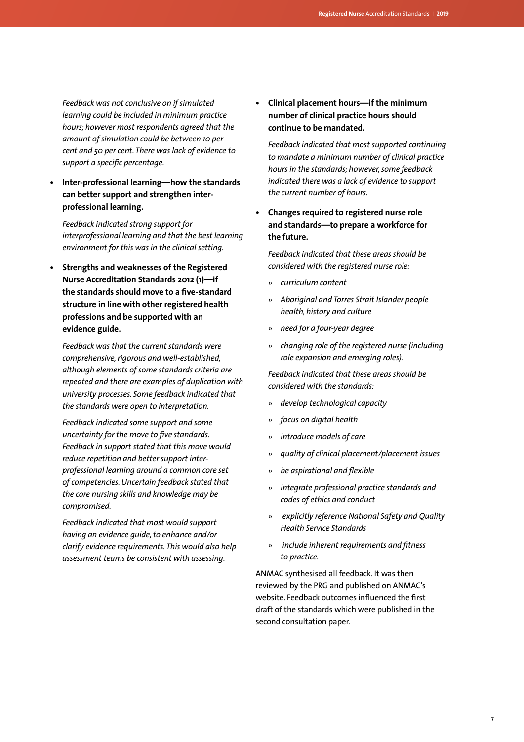*Feedback was not conclusive on if simulated learning could be included in minimum practice hours; however most respondents agreed that the amount of simulation could be between 10 per cent and 50 per cent. There was lack of evidence to support a specific percentage.*

- **Inter-professional learning—how the standards can better support and strengthen inter-professional learning.**

  *Feedback indicated strong support for interprofessional learning and that the best learning environment for this was in the clinical setting.*

- **Strengths and weaknesses of the Registered Nurse Accreditation Standards 2012 (1)—if the standards should move to a five-standard structure in line with other registered health professions and be supported with an evidence guide.**

  *Feedback was that the current standards were comprehensive, rigorous and well-established, although elements of some standards criteria are repeated and there are examples of duplication with university processes. Some feedback indicated that the standards were open to interpretation.*

  *Feedback indicated some support and some uncertainty for the move to five standards. Feedback in support stated that this move would reduce repetition and better support inter-professional learning around a common core set of competencies. Uncertain feedback stated that the core nursing skills and knowledge may be compromised.*

  *Feedback indicated that most would support having an evidence guide, to enhance and/or clarify evidence requirements. This would also help assessment teams be consistent with assessing.*

- **Clinical placement hours—if the minimum number of clinical practice hours should continue to be mandated.**

  *Feedback indicated that most supported continuing to mandate a minimum number of clinical practice hours in the standards; however, some feedback indicated there was a lack of evidence to support the current number of hours.*

- **Changes required to registered nurse role and standards—to prepare a workforce for the future.**

  *Feedback indicated that these areas should be considered with the registered nurse role:*

  - *curriculum content*
  - *Aboriginal and Torres Strait Islander people health, history and culture*
  - *need for a four-year degree*
  - *changing role of the registered nurse (including role expansion and emerging roles).*

  *Feedback indicated that these areas should be considered with the standards:*

  - *develop technological capacity*
  - *focus on digital health*
  - *introduce models of care*
  - *quality of clinical placement/placement issues*
  - *be aspirational and flexible*
  - *integrate professional practice standards and codes of ethics and conduct*
  - *explicitly reference National Safety and Quality Health Service Standards*
  - *include inherent requirements and fitness to practice.*

ANMAC synthesised all feedback. It was then reviewed by the PRG and published on ANMAC's website. Feedback outcomes influenced the first draft of the standards which were published in the second consultation paper.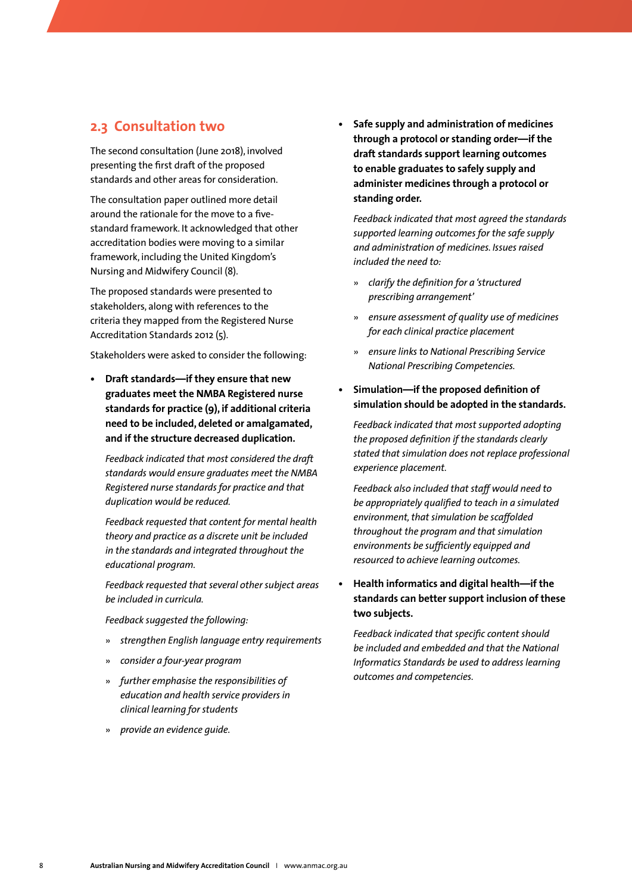## 2.3 Consultation two

The second consultation (June 2018), involved presenting the first draft of the proposed standards and other areas for consideration.

The consultation paper outlined more detail around the rationale for the move to a five-standard framework. It acknowledged that other accreditation bodies were moving to a similar framework, including the United Kingdom's Nursing and Midwifery Council (8).

The proposed standards were presented to stakeholders, along with references to the criteria they mapped from the Registered Nurse Accreditation Standards 2012 (5).

Stakeholders were asked to consider the following:

- **Draft standards—if they ensure that new graduates meet the NMBA Registered nurse standards for practice (9), if additional criteria need to be included, deleted or amalgamated, and if the structure decreased duplication.**

  *Feedback indicated that most considered the draft standards would ensure graduates meet the NMBA Registered nurse standards for practice and that duplication would be reduced.*

  *Feedback requested that content for mental health theory and practice as a discrete unit be included in the standards and integrated throughout the educational program.*

  *Feedback requested that several other subject areas be included in curricula.*

  *Feedback suggested the following:*

  - *strengthen English language entry requirements*
  - *consider a four-year program*
  - *further emphasise the responsibilities of education and health service providers in clinical learning for students*
  - *provide an evidence guide.*

- **Safe supply and administration of medicines through a protocol or standing order—if the draft standards support learning outcomes to enable graduates to safely supply and administer medicines through a protocol or standing order.**

  *Feedback indicated that most agreed the standards supported learning outcomes for the safe supply and administration of medicines. Issues raised included the need to:*

  - *clarify the definition for a 'structured prescribing arrangement'*
  - *ensure assessment of quality use of medicines for each clinical practice placement*
  - *ensure links to National Prescribing Service National Prescribing Competencies.*

- **Simulation—if the proposed definition of simulation should be adopted in the standards.**

  *Feedback indicated that most supported adopting the proposed definition if the standards clearly stated that simulation does not replace professional experience placement.*

  *Feedback also included that staff would need to be appropriately qualified to teach in a simulated environment, that simulation be scaffolded throughout the program and that simulation environments be sufficiently equipped and resourced to achieve learning outcomes.*

- **Health informatics and digital health—if the standards can better support inclusion of these two subjects.**

  *Feedback indicated that specific content should be included and embedded and that the National Informatics Standards be used to address learning outcomes and competencies.*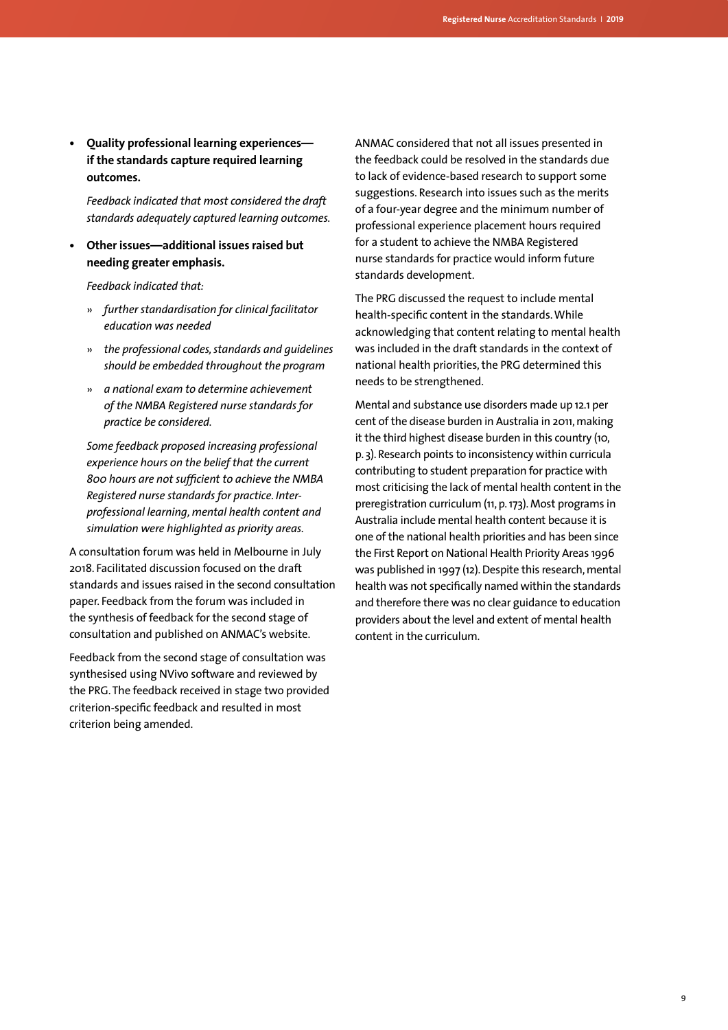- **Quality professional learning experiences—if the standards capture required learning outcomes.**

  *Feedback indicated that most considered the draft standards adequately captured learning outcomes.*

- **Other issues—additional issues raised but needing greater emphasis.**

  *Feedback indicated that:*

  - *further standardisation for clinical facilitator education was needed*
  - *the professional codes, standards and guidelines should be embedded throughout the program*
  - *a national exam to determine achievement of the NMBA Registered nurse standards for practice be considered.*

  *Some feedback proposed increasing professional experience hours on the belief that the current 800 hours are not sufficient to achieve the NMBA Registered nurse standards for practice. Inter-professional learning, mental health content and simulation were highlighted as priority areas.*

A consultation forum was held in Melbourne in July 2018. Facilitated discussion focused on the draft standards and issues raised in the second consultation paper. Feedback from the forum was included in the synthesis of feedback for the second stage of consultation and published on ANMAC's website.

Feedback from the second stage of consultation was synthesised using NVivo software and reviewed by the PRG. The feedback received in stage two provided criterion-specific feedback and resulted in most criterion being amended.

ANMAC considered that not all issues presented in the feedback could be resolved in the standards due to lack of evidence-based research to support some suggestions. Research into issues such as the merits of a four-year degree and the minimum number of professional experience placement hours required for a student to achieve the NMBA Registered nurse standards for practice would inform future standards development.

The PRG discussed the request to include mental health-specific content in the standards. While acknowledging that content relating to mental health was included in the draft standards in the context of national health priorities, the PRG determined this needs to be strengthened.

Mental and substance use disorders made up 12.1 per cent of the disease burden in Australia in 2011, making it the third highest disease burden in this country (10, p. 3). Research points to inconsistency within curricula contributing to student preparation for practice with most criticising the lack of mental health content in the preregistration curriculum (11, p. 173). Most programs in Australia include mental health content because it is one of the national health priorities and has been since the First Report on National Health Priority Areas 1996 was published in 1997 (12). Despite this research, mental health was not specifically named within the standards and therefore there was no clear guidance to education providers about the level and extent of mental health content in the curriculum.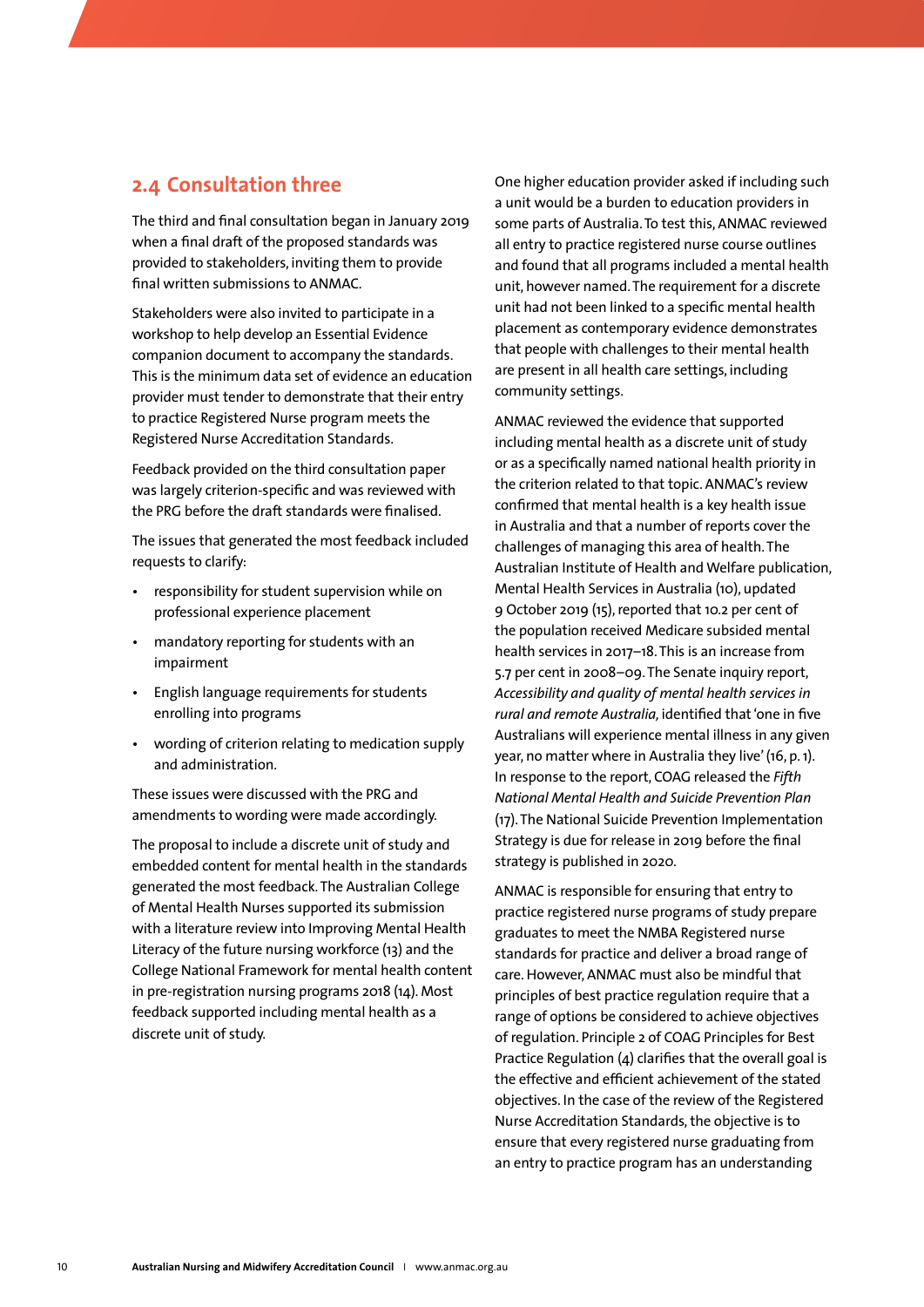## 2.4 Consultation three

The third and final consultation began in January 2019 when a final draft of the proposed standards was provided to stakeholders, inviting them to provide final written submissions to ANMAC.

Stakeholders were also invited to participate in a workshop to help develop an Essential Evidence companion document to accompany the standards. This is the minimum data set of evidence an education provider must tender to demonstrate that their entry to practice Registered Nurse program meets the Registered Nurse Accreditation Standards.

Feedback provided on the third consultation paper was largely criterion-specific and was reviewed with the PRG before the draft standards were finalised.

The issues that generated the most feedback included requests to clarify:

- responsibility for student supervision while on professional experience placement
- mandatory reporting for students with an impairment
- English language requirements for students enrolling into programs
- wording of criterion relating to medication supply and administration.

These issues were discussed with the PRG and amendments to wording were made accordingly.

The proposal to include a discrete unit of study and embedded content for mental health in the standards generated the most feedback. The Australian College of Mental Health Nurses supported its submission with a literature review into Improving Mental Health Literacy of the future nursing workforce (13) and the College National Framework for mental health content in pre-registration nursing programs 2018 (14). Most feedback supported including mental health as a discrete unit of study.

One higher education provider asked if including such a unit would be a burden to education providers in some parts of Australia. To test this, ANMAC reviewed all entry to practice registered nurse course outlines and found that all programs included a mental health unit, however named. The requirement for a discrete unit had not been linked to a specific mental health placement as contemporary evidence demonstrates that people with challenges to their mental health are present in all health care settings, including community settings.

ANMAC reviewed the evidence that supported including mental health as a discrete unit of study or as a specifically named national health priority in the criterion related to that topic. ANMAC's review confirmed that mental health is a key health issue in Australia and that a number of reports cover the challenges of managing this area of health. The Australian Institute of Health and Welfare publication, Mental Health Services in Australia (10), updated 9 October 2019 (15), reported that 10.2 per cent of the population received Medicare subsided mental health services in 2017–18. This is an increase from 5.7 per cent in 2008–09. The Senate inquiry report, *Accessibility and quality of mental health services in rural and remote Australia,* identified that 'one in five Australians will experience mental illness in any given year, no matter where in Australia they live' (16, p. 1). In response to the report, COAG released the *Fifth National Mental Health and Suicide Prevention Plan* (17). The National Suicide Prevention Implementation Strategy is due for release in 2019 before the final strategy is published in 2020.

ANMAC is responsible for ensuring that entry to practice registered nurse programs of study prepare graduates to meet the NMBA Registered nurse standards for practice and deliver a broad range of care. However, ANMAC must also be mindful that principles of best practice regulation require that a range of options be considered to achieve objectives of regulation. Principle 2 of COAG Principles for Best Practice Regulation (4) clarifies that the overall goal is the effective and efficient achievement of the stated objectives. In the case of the review of the Registered Nurse Accreditation Standards, the objective is to ensure that every registered nurse graduating from an entry to practice program has an understanding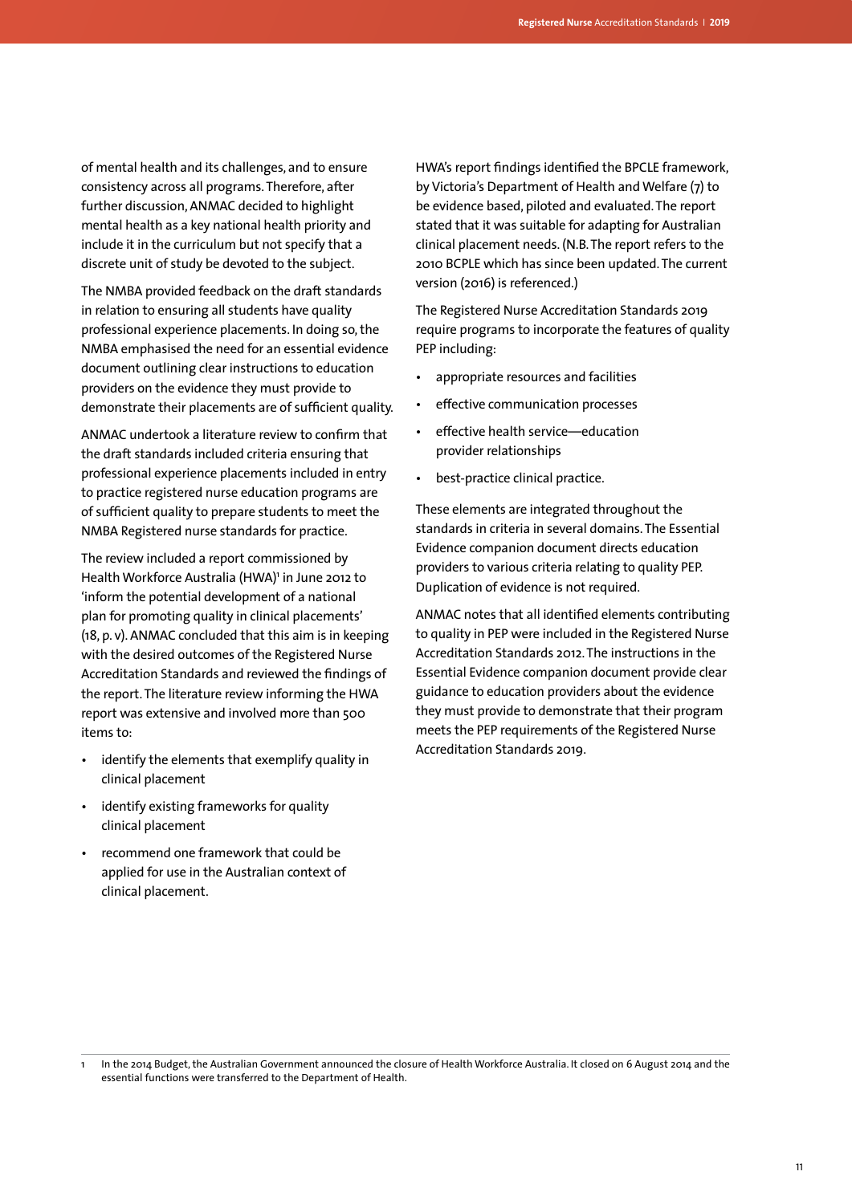of mental health and its challenges, and to ensure consistency across all programs. Therefore, after further discussion, ANMAC decided to highlight mental health as a key national health priority and include it in the curriculum but not specify that a discrete unit of study be devoted to the subject.

The NMBA provided feedback on the draft standards in relation to ensuring all students have quality professional experience placements. In doing so, the NMBA emphasised the need for an essential evidence document outlining clear instructions to education providers on the evidence they must provide to demonstrate their placements are of sufficient quality.

ANMAC undertook a literature review to confirm that the draft standards included criteria ensuring that professional experience placements included in entry to practice registered nurse education programs are of sufficient quality to prepare students to meet the NMBA Registered nurse standards for practice.

The review included a report commissioned by Health Workforce Australia (HWA)[1] in June 2012 to 'inform the potential development of a national plan for promoting quality in clinical placements' (18, p. v). ANMAC concluded that this aim is in keeping with the desired outcomes of the Registered Nurse Accreditation Standards and reviewed the findings of the report. The literature review informing the HWA report was extensive and involved more than 500 items to:

- identify the elements that exemplify quality in clinical placement
- identify existing frameworks for quality clinical placement
- recommend one framework that could be applied for use in the Australian context of clinical placement.

HWA's report findings identified the BPCLE framework, by Victoria's Department of Health and Welfare (7) to be evidence based, piloted and evaluated. The report stated that it was suitable for adapting for Australian clinical placement needs. (N.B. The report refers to the 2010 BCPLE which has since been updated. The current version (2016) is referenced.)

The Registered Nurse Accreditation Standards 2019 require programs to incorporate the features of quality PEP including:

- appropriate resources and facilities
- effective communication processes
- effective health service—education provider relationships
- best-practice clinical practice.

These elements are integrated throughout the standards in criteria in several domains. The Essential Evidence companion document directs education providers to various criteria relating to quality PEP. Duplication of evidence is not required.

ANMAC notes that all identified elements contributing to quality in PEP were included in the Registered Nurse Accreditation Standards 2012. The instructions in the Essential Evidence companion document provide clear guidance to education providers about the evidence they must provide to demonstrate that their program meets the PEP requirements of the Registered Nurse Accreditation Standards 2019.

---

1 In the 2014 Budget, the Australian Government announced the closure of Health Workforce Australia. It closed on 6 August 2014 and the essential functions were transferred to the Department of Health.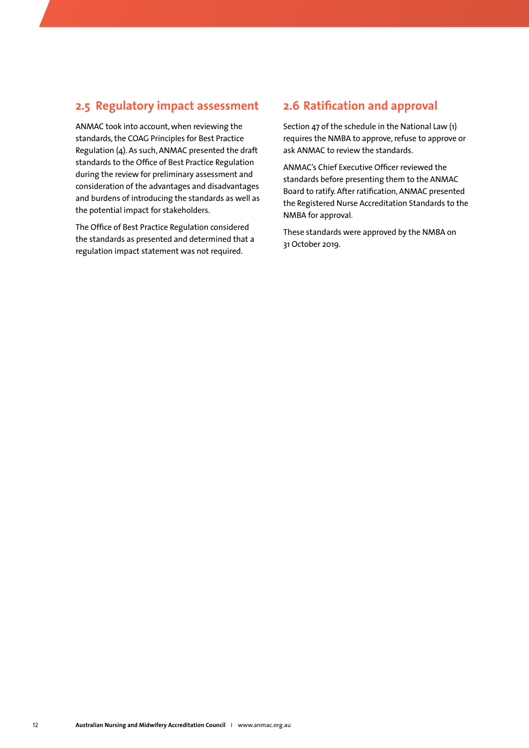## 2.5 Regulatory impact assessment

ANMAC took into account, when reviewing the standards, the COAG Principles for Best Practice Regulation (4). As such, ANMAC presented the draft standards to the Office of Best Practice Regulation during the review for preliminary assessment and consideration of the advantages and disadvantages and burdens of introducing the standards as well as the potential impact for stakeholders.

The Office of Best Practice Regulation considered the standards as presented and determined that a regulation impact statement was not required.

## 2.6 Ratification and approval

Section 47 of the schedule in the National Law (1) requires the NMBA to approve, refuse to approve or ask ANMAC to review the standards.

ANMAC's Chief Executive Officer reviewed the standards before presenting them to the ANMAC Board to ratify. After ratification, ANMAC presented the Registered Nurse Accreditation Standards to the NMBA for approval.

These standards were approved by the NMBA on 31 October 2019.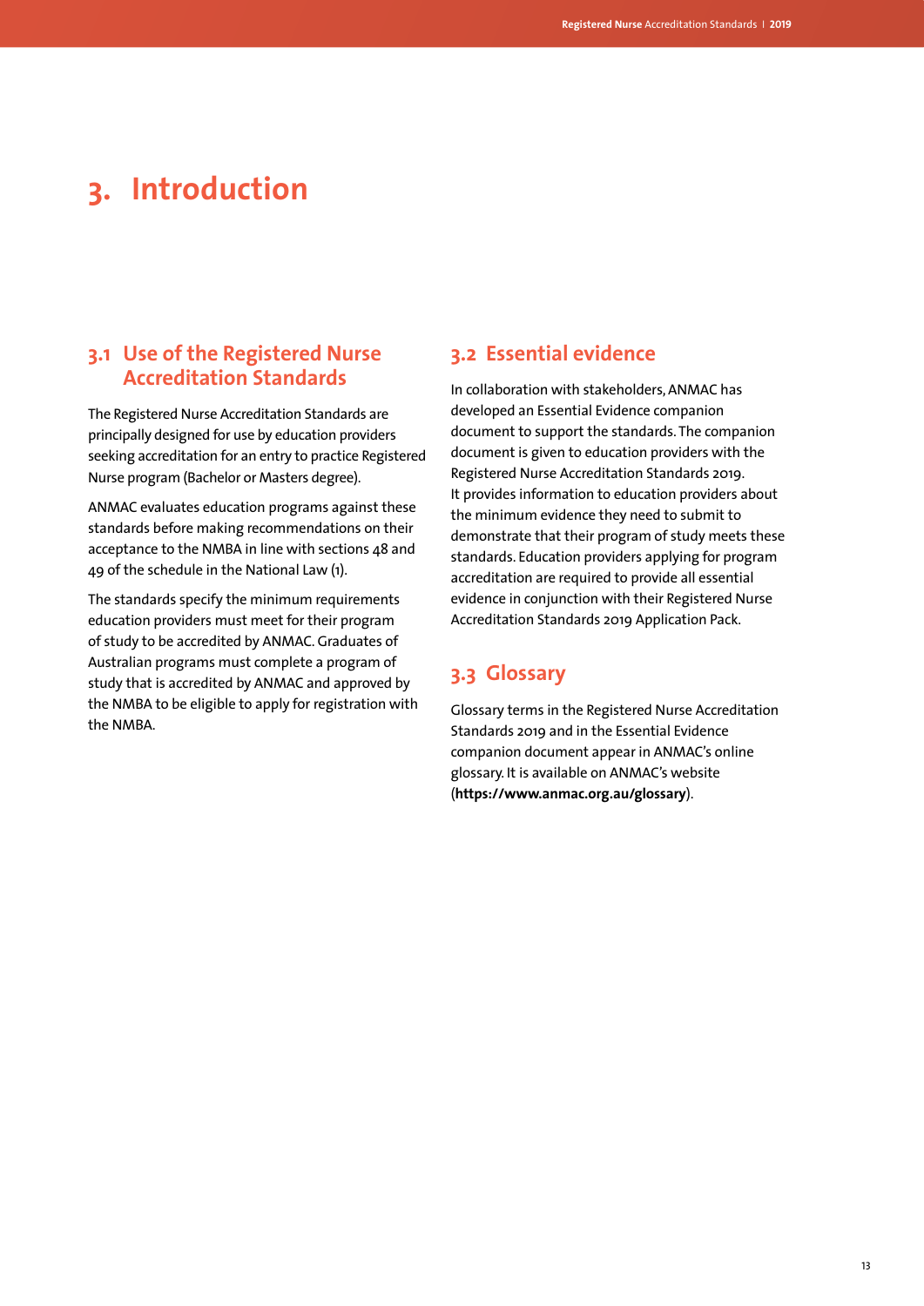# 3. Introduction

## 3.1 Use of the Registered Nurse Accreditation Standards

The Registered Nurse Accreditation Standards are principally designed for use by education providers seeking accreditation for an entry to practice Registered Nurse program (Bachelor or Masters degree).

ANMAC evaluates education programs against these standards before making recommendations on their acceptance to the NMBA in line with sections 48 and 49 of the schedule in the National Law (1).

The standards specify the minimum requirements education providers must meet for their program of study to be accredited by ANMAC. Graduates of Australian programs must complete a program of study that is accredited by ANMAC and approved by the NMBA to be eligible to apply for registration with the NMBA.

## 3.2 Essential evidence

In collaboration with stakeholders, ANMAC has developed an Essential Evidence companion document to support the standards. The companion document is given to education providers with the Registered Nurse Accreditation Standards 2019. It provides information to education providers about the minimum evidence they need to submit to demonstrate that their program of study meets these standards. Education providers applying for program accreditation are required to provide all essential evidence in conjunction with their Registered Nurse Accreditation Standards 2019 Application Pack.

## 3.3 Glossary

Glossary terms in the Registered Nurse Accreditation Standards 2019 and in the Essential Evidence companion document appear in ANMAC's online glossary. It is available on ANMAC's website (**https://www.anmac.org.au/glossary**).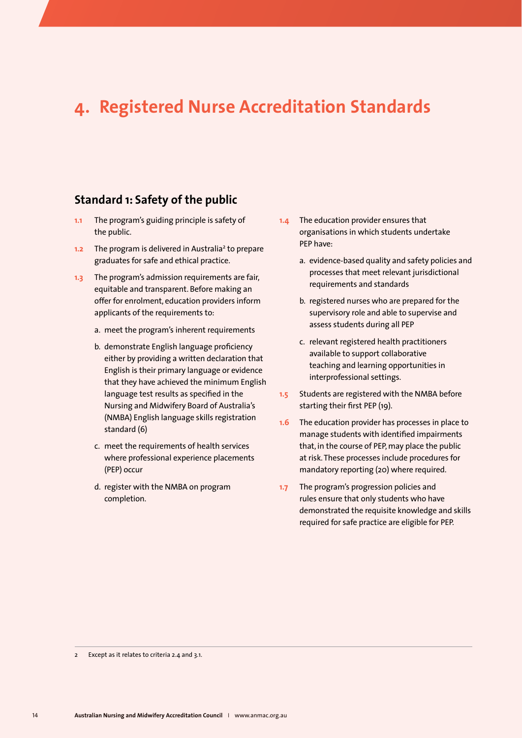# 4. Registered Nurse Accreditation Standards

## Standard 1: Safety of the public

**1.1** The program's guiding principle is safety of the public.

**1.2** The program is delivered in Australia[2] to prepare graduates for safe and ethical practice.

**1.3** The program's admission requirements are fair, equitable and transparent. Before making an offer for enrolment, education providers inform applicants of the requirements to:

a. meet the program's inherent requirements

b. demonstrate English language proficiency either by providing a written declaration that English is their primary language or evidence that they have achieved the minimum English language test results as specified in the Nursing and Midwifery Board of Australia's (NMBA) English language skills registration standard (6)

c. meet the requirements of health services where professional experience placements (PEP) occur

d. register with the NMBA on program completion.

**1.4** The education provider ensures that organisations in which students undertake PEP have:

a. evidence-based quality and safety policies and processes that meet relevant jurisdictional requirements and standards

b. registered nurses who are prepared for the supervisory role and able to supervise and assess students during all PEP

c. relevant registered health practitioners available to support collaborative teaching and learning opportunities in interprofessional settings.

**1.5** Students are registered with the NMBA before starting their first PEP (19).

**1.6** The education provider has processes in place to manage students with identified impairments that, in the course of PEP, may place the public at risk. These processes include procedures for mandatory reporting (20) where required.

**1.7** The program's progression policies and rules ensure that only students who have demonstrated the requisite knowledge and skills required for safe practice are eligible for PEP.

---

2 Except as it relates to criteria 2.4 and 3.1.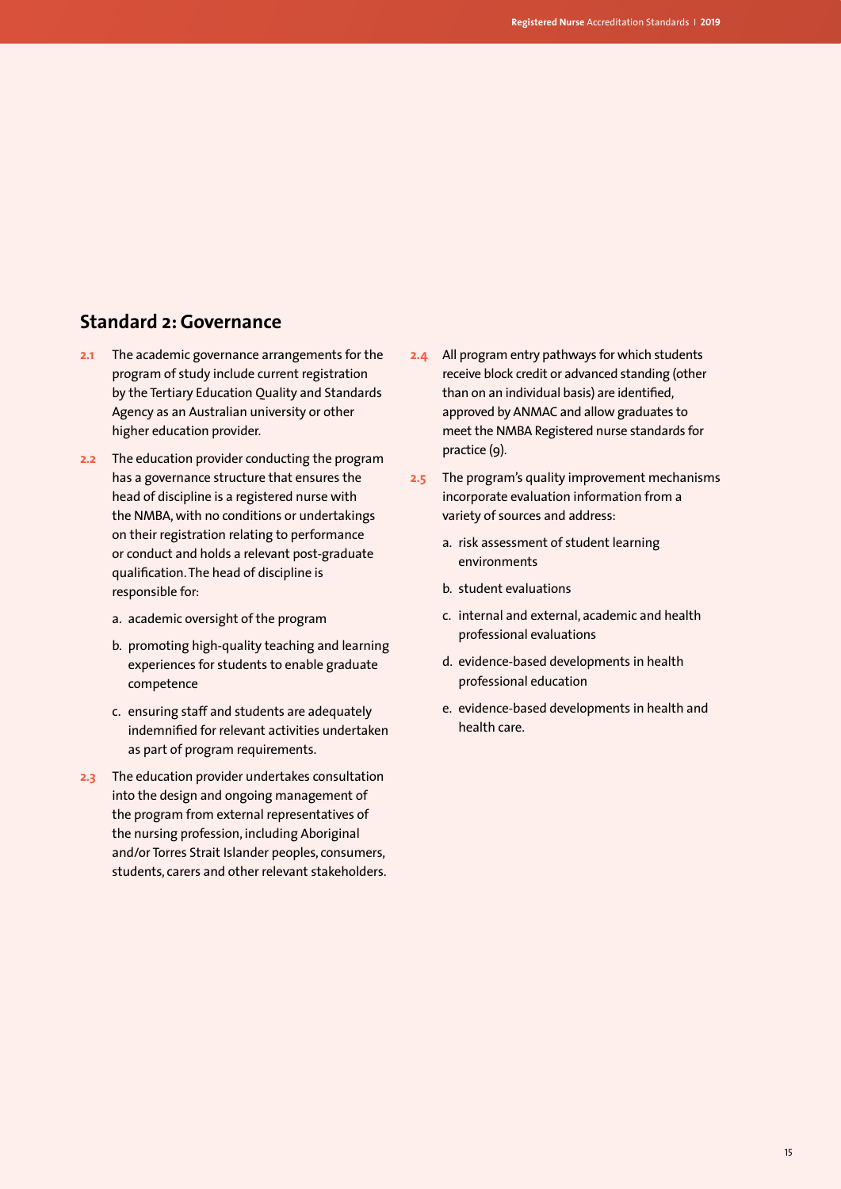## Standard 2: Governance

**2.1** The academic governance arrangements for the program of study include current registration by the Tertiary Education Quality and Standards Agency as an Australian university or other higher education provider.

**2.2** The education provider conducting the program has a governance structure that ensures the head of discipline is a registered nurse with the NMBA, with no conditions or undertakings on their registration relating to performance or conduct and holds a relevant post-graduate qualification. The head of discipline is responsible for:

a. academic oversight of the program

b. promoting high-quality teaching and learning experiences for students to enable graduate competence

c. ensuring staff and students are adequately indemnified for relevant activities undertaken as part of program requirements.

**2.3** The education provider undertakes consultation into the design and ongoing management of the program from external representatives of the nursing profession, including Aboriginal and/or Torres Strait Islander peoples, consumers, students, carers and other relevant stakeholders.

**2.4** All program entry pathways for which students receive block credit or advanced standing (other than on an individual basis) are identified, approved by ANMAC and allow graduates to meet the NMBA Registered nurse standards for practice (9).

**2.5** The program's quality improvement mechanisms incorporate evaluation information from a variety of sources and address:

a. risk assessment of student learning environments

b. student evaluations

c. internal and external, academic and health professional evaluations

d. evidence-based developments in health professional education

e. evidence-based developments in health and health care.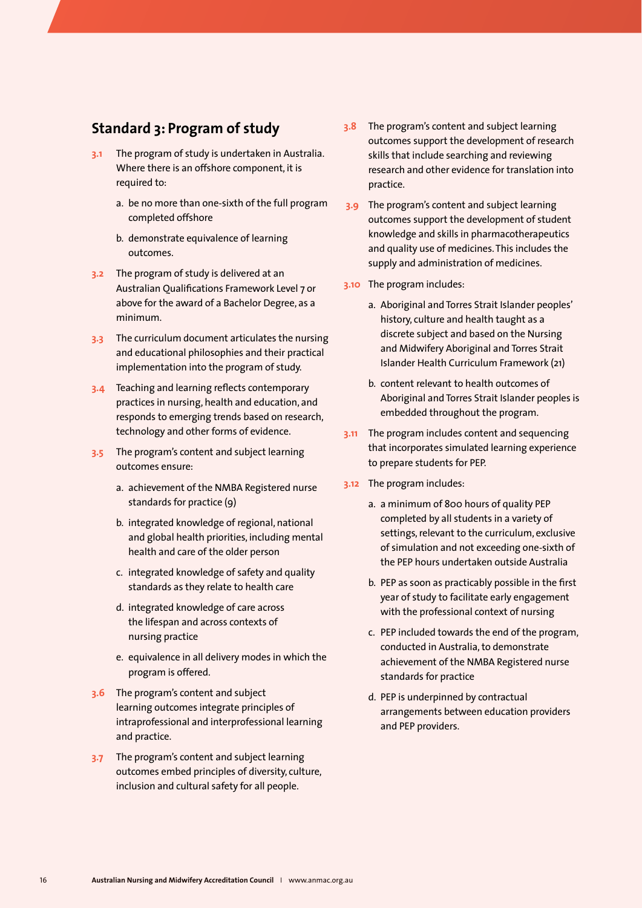## Standard 3: Program of study

**3.1** The program of study is undertaken in Australia. Where there is an offshore component, it is required to:

a. be no more than one-sixth of the full program completed offshore

b. demonstrate equivalence of learning outcomes.

**3.2** The program of study is delivered at an Australian Qualifications Framework Level 7 or above for the award of a Bachelor Degree, as a minimum.

**3.3** The curriculum document articulates the nursing and educational philosophies and their practical implementation into the program of study.

**3.4** Teaching and learning reflects contemporary practices in nursing, health and education, and responds to emerging trends based on research, technology and other forms of evidence.

**3.5** The program's content and subject learning outcomes ensure:

a. achievement of the NMBA Registered nurse standards for practice (9)

b. integrated knowledge of regional, national and global health priorities, including mental health and care of the older person

c. integrated knowledge of safety and quality standards as they relate to health care

d. integrated knowledge of care across the lifespan and across contexts of nursing practice

e. equivalence in all delivery modes in which the program is offered.

**3.6** The program's content and subject learning outcomes integrate principles of intraprofessional and interprofessional learning and practice.

**3.7** The program's content and subject learning outcomes embed principles of diversity, culture, inclusion and cultural safety for all people.

**3.8** The program's content and subject learning outcomes support the development of research skills that include searching and reviewing research and other evidence for translation into practice.

**3.9** The program's content and subject learning outcomes support the development of student knowledge and skills in pharmacotherapeutics and quality use of medicines. This includes the supply and administration of medicines.

**3.10** The program includes:

a. Aboriginal and Torres Strait Islander peoples' history, culture and health taught as a discrete subject and based on the Nursing and Midwifery Aboriginal and Torres Strait Islander Health Curriculum Framework (21)

b. content relevant to health outcomes of Aboriginal and Torres Strait Islander peoples is embedded throughout the program.

**3.11** The program includes content and sequencing that incorporates simulated learning experience to prepare students for PEP.

**3.12** The program includes:

a. a minimum of 800 hours of quality PEP completed by all students in a variety of settings, relevant to the curriculum, exclusive of simulation and not exceeding one-sixth of the PEP hours undertaken outside Australia

b. PEP as soon as practicably possible in the first year of study to facilitate early engagement with the professional context of nursing

c. PEP included towards the end of the program, conducted in Australia, to demonstrate achievement of the NMBA Registered nurse standards for practice

d. PEP is underpinned by contractual arrangements between education providers and PEP providers.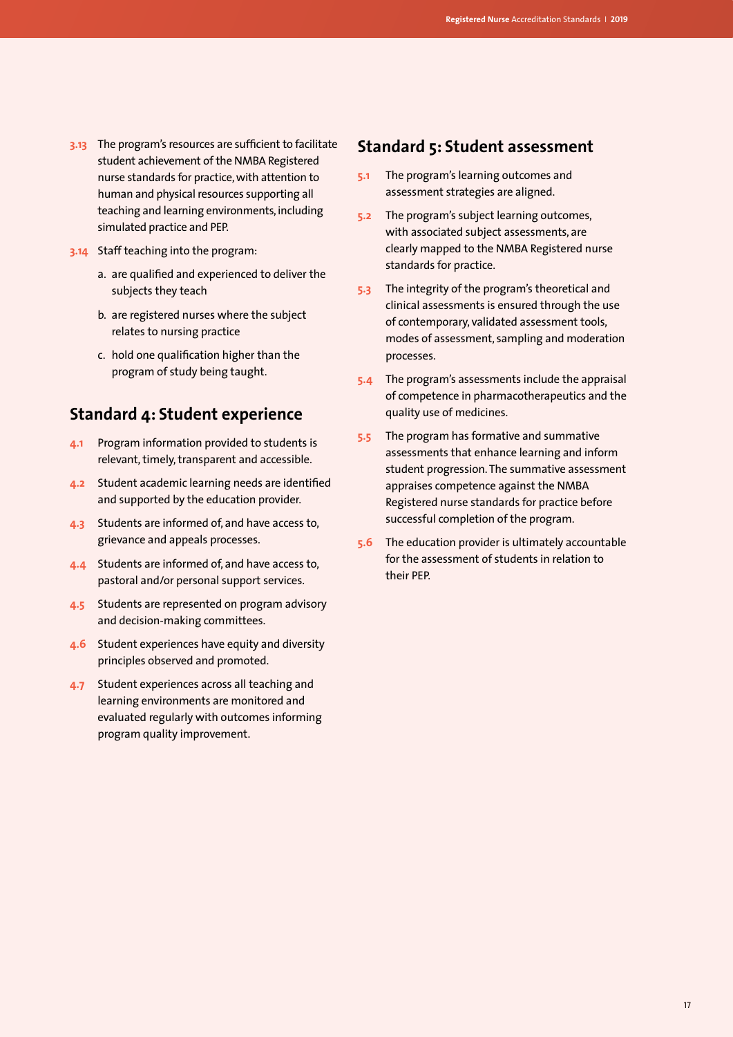**3.13** The program's resources are sufficient to facilitate student achievement of the NMBA Registered nurse standards for practice, with attention to human and physical resources supporting all teaching and learning environments, including simulated practice and PEP.

**3.14** Staff teaching into the program:

a. are qualified and experienced to deliver the subjects they teach

b. are registered nurses where the subject relates to nursing practice

c. hold one qualification higher than the program of study being taught.

## Standard 4: Student experience

**4.1** Program information provided to students is relevant, timely, transparent and accessible.

**4.2** Student academic learning needs are identified and supported by the education provider.

**4.3** Students are informed of, and have access to, grievance and appeals processes.

**4.4** Students are informed of, and have access to, pastoral and/or personal support services.

**4.5** Students are represented on program advisory and decision-making committees.

**4.6** Student experiences have equity and diversity principles observed and promoted.

**4.7** Student experiences across all teaching and learning environments are monitored and evaluated regularly with outcomes informing program quality improvement.

## Standard 5: Student assessment

**5.1** The program's learning outcomes and assessment strategies are aligned.

**5.2** The program's subject learning outcomes, with associated subject assessments, are clearly mapped to the NMBA Registered nurse standards for practice.

**5.3** The integrity of the program's theoretical and clinical assessments is ensured through the use of contemporary, validated assessment tools, modes of assessment, sampling and moderation processes.

**5.4** The program's assessments include the appraisal of competence in pharmacotherapeutics and the quality use of medicines.

**5.5** The program has formative and summative assessments that enhance learning and inform student progression. The summative assessment appraises competence against the NMBA Registered nurse standards for practice before successful completion of the program.

**5.6** The education provider is ultimately accountable for the assessment of students in relation to their PEP.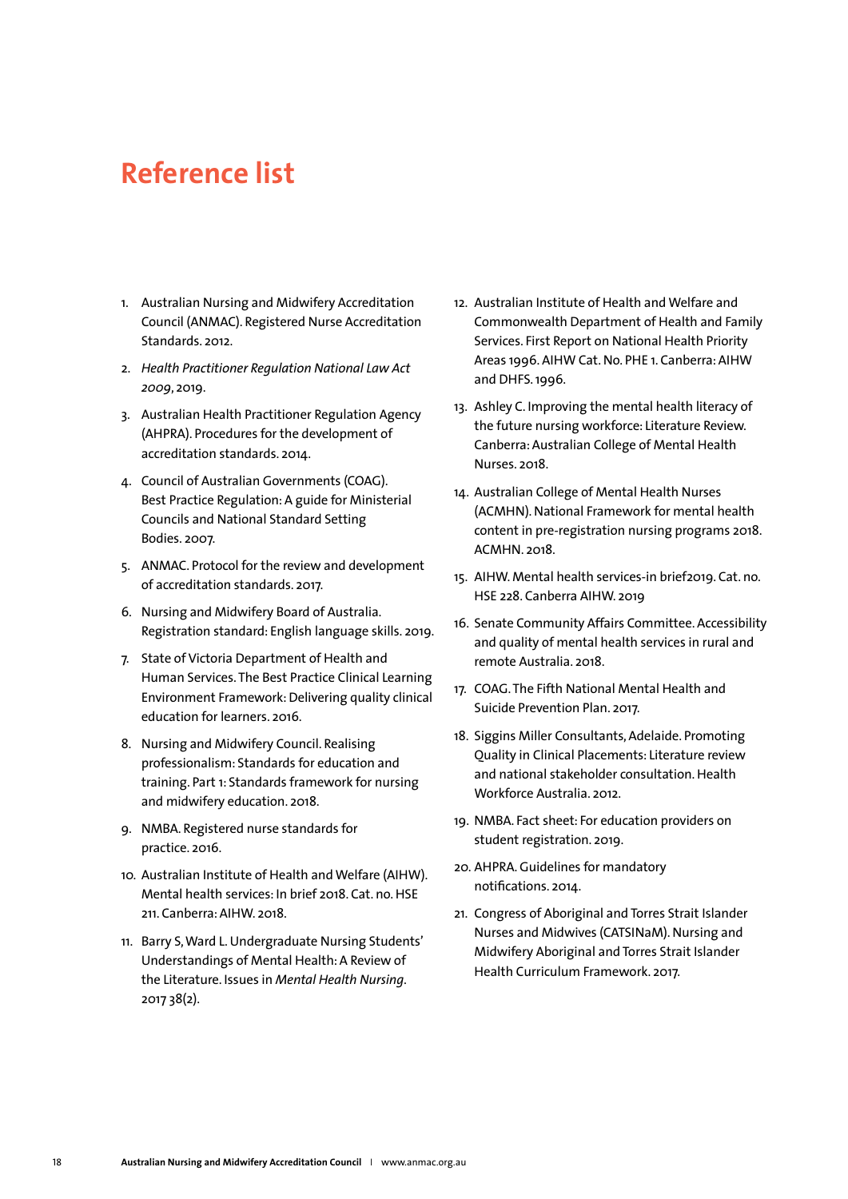# Reference list

1. Australian Nursing and Midwifery Accreditation Council (ANMAC). Registered Nurse Accreditation Standards. 2012.
2. *Health Practitioner Regulation National Law Act 2009*, 2019.
3. Australian Health Practitioner Regulation Agency (AHPRA). Procedures for the development of accreditation standards. 2014.
4. Council of Australian Governments (COAG). Best Practice Regulation: A guide for Ministerial Councils and National Standard Setting Bodies. 2007.
5. ANMAC. Protocol for the review and development of accreditation standards. 2017.
6. Nursing and Midwifery Board of Australia. Registration standard: English language skills. 2019.
7. State of Victoria Department of Health and Human Services. The Best Practice Clinical Learning Environment Framework: Delivering quality clinical education for learners. 2016.
8. Nursing and Midwifery Council. Realising professionalism: Standards for education and training. Part 1: Standards framework for nursing and midwifery education. 2018.
9. NMBA. Registered nurse standards for practice. 2016.
10. Australian Institute of Health and Welfare (AIHW). Mental health services: In brief 2018. Cat. no. HSE 211. Canberra: AIHW. 2018.
11. Barry S, Ward L. Undergraduate Nursing Students' Understandings of Mental Health: A Review of the Literature. Issues in *Mental Health Nursing*. 2017 38(2).
12. Australian Institute of Health and Welfare and Commonwealth Department of Health and Family Services. First Report on National Health Priority Areas 1996. AIHW Cat. No. PHE 1. Canberra: AIHW and DHFS. 1996.
13. Ashley C. Improving the mental health literacy of the future nursing workforce: Literature Review. Canberra: Australian College of Mental Health Nurses. 2018.
14. Australian College of Mental Health Nurses (ACMHN). National Framework for mental health content in pre-registration nursing programs 2018. ACMHN. 2018.
15. AIHW. Mental health services-in brief2019. Cat. no. HSE 228. Canberra AIHW. 2019
16. Senate Community Affairs Committee. Accessibility and quality of mental health services in rural and remote Australia. 2018.
17. COAG. The Fifth National Mental Health and Suicide Prevention Plan. 2017.
18. Siggins Miller Consultants, Adelaide. Promoting Quality in Clinical Placements: Literature review and national stakeholder consultation. Health Workforce Australia. 2012.
19. NMBA. Fact sheet: For education providers on student registration. 2019.
20. AHPRA. Guidelines for mandatory notifications. 2014.
21. Congress of Aboriginal and Torres Strait Islander Nurses and Midwives (CATSINaM). Nursing and Midwifery Aboriginal and Torres Strait Islander Health Curriculum Framework. 2017.